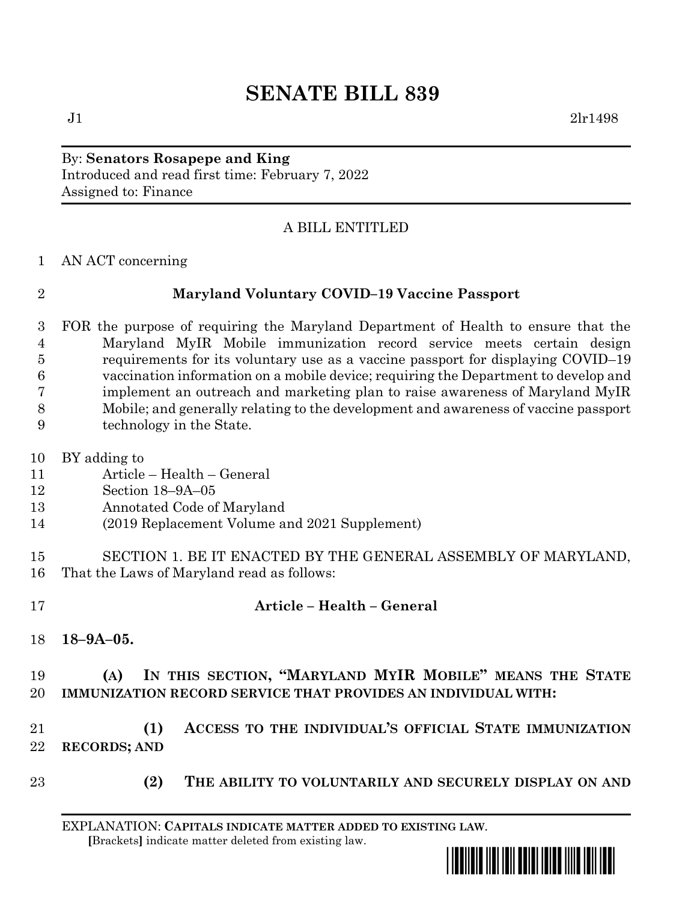# SENATE BILL 839

J1 2lr1498

By: **Senators Rosapepe and King**
Introduced and read first time: February 7, 2022
Assigned to: Finance

A BILL ENTITLED

AN ACT concerning

**Maryland Voluntary COVID–19 Vaccine Passport**

FOR the purpose of requiring the Maryland Department of Health to ensure that the Maryland MyIR Mobile immunization record service meets certain design requirements for its voluntary use as a vaccine passport for displaying COVID–19 vaccination information on a mobile device; requiring the Department to develop and implement an outreach and marketing plan to raise awareness of Maryland MyIR Mobile; and generally relating to the development and awareness of vaccine passport technology in the State.

BY adding to
Article – Health – General
Section 18–9A–05
Annotated Code of Maryland
(2019 Replacement Volume and 2021 Supplement)

SECTION 1. BE IT ENACTED BY THE GENERAL ASSEMBLY OF MARYLAND, That the Laws of Maryland read as follows:

**Article – Health – General**

**18–9A–05.**

**(A) IN THIS SECTION, "MARYLAND MYIR MOBILE" MEANS THE STATE IMMUNIZATION RECORD SERVICE THAT PROVIDES AN INDIVIDUAL WITH:**

**(1) ACCESS TO THE INDIVIDUAL'S OFFICIAL STATE IMMUNIZATION RECORDS; AND**

**(2) THE ABILITY TO VOLUNTARILY AND SECURELY DISPLAY ON AND**

EXPLANATION: **CAPITALS INDICATE MATTER ADDED TO EXISTING LAW**.
**[**Brackets**]** indicate matter deleted from existing law.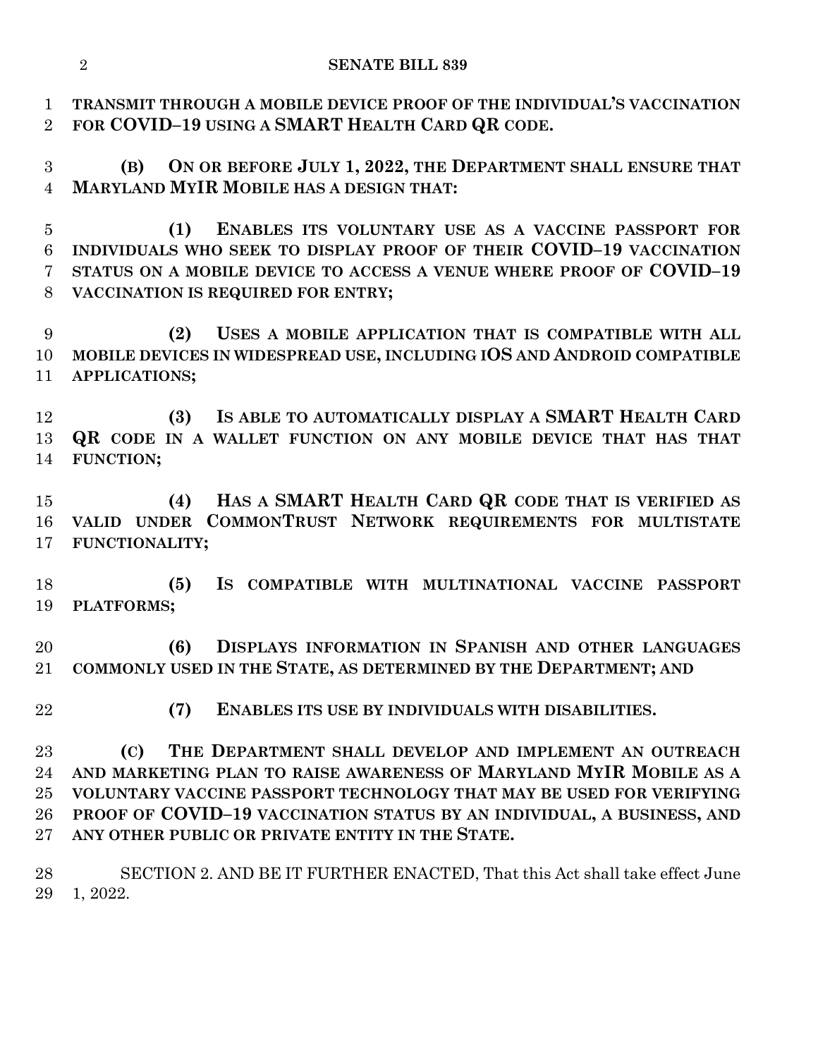**TRANSMIT THROUGH A MOBILE DEVICE PROOF OF THE INDIVIDUAL'S VACCINATION FOR COVID–19 USING A SMART HEALTH CARD QR CODE.**

**(B) ON OR BEFORE JULY 1, 2022, THE DEPARTMENT SHALL ENSURE THAT MARYLAND MYIR MOBILE HAS A DESIGN THAT:**

**(1) ENABLES ITS VOLUNTARY USE AS A VACCINE PASSPORT FOR INDIVIDUALS WHO SEEK TO DISPLAY PROOF OF THEIR COVID–19 VACCINATION STATUS ON A MOBILE DEVICE TO ACCESS A VENUE WHERE PROOF OF COVID–19 VACCINATION IS REQUIRED FOR ENTRY;**

**(2) USES A MOBILE APPLICATION THAT IS COMPATIBLE WITH ALL MOBILE DEVICES IN WIDESPREAD USE, INCLUDING IOS AND ANDROID COMPATIBLE APPLICATIONS;**

**(3) IS ABLE TO AUTOMATICALLY DISPLAY A SMART HEALTH CARD QR CODE IN A WALLET FUNCTION ON ANY MOBILE DEVICE THAT HAS THAT FUNCTION;**

**(4) HAS A SMART HEALTH CARD QR CODE THAT IS VERIFIED AS VALID UNDER COMMONTRUST NETWORK REQUIREMENTS FOR MULTISTATE FUNCTIONALITY;**

**(5) IS COMPATIBLE WITH MULTINATIONAL VACCINE PASSPORT PLATFORMS;**

**(6) DISPLAYS INFORMATION IN SPANISH AND OTHER LANGUAGES COMMONLY USED IN THE STATE, AS DETERMINED BY THE DEPARTMENT; AND**

**(7) ENABLES ITS USE BY INDIVIDUALS WITH DISABILITIES.**

**(C) THE DEPARTMENT SHALL DEVELOP AND IMPLEMENT AN OUTREACH AND MARKETING PLAN TO RAISE AWARENESS OF MARYLAND MYIR MOBILE AS A VOLUNTARY VACCINE PASSPORT TECHNOLOGY THAT MAY BE USED FOR VERIFYING PROOF OF COVID–19 VACCINATION STATUS BY AN INDIVIDUAL, A BUSINESS, AND ANY OTHER PUBLIC OR PRIVATE ENTITY IN THE STATE.**

SECTION 2. AND BE IT FURTHER ENACTED, That this Act shall take effect June 1, 2022.